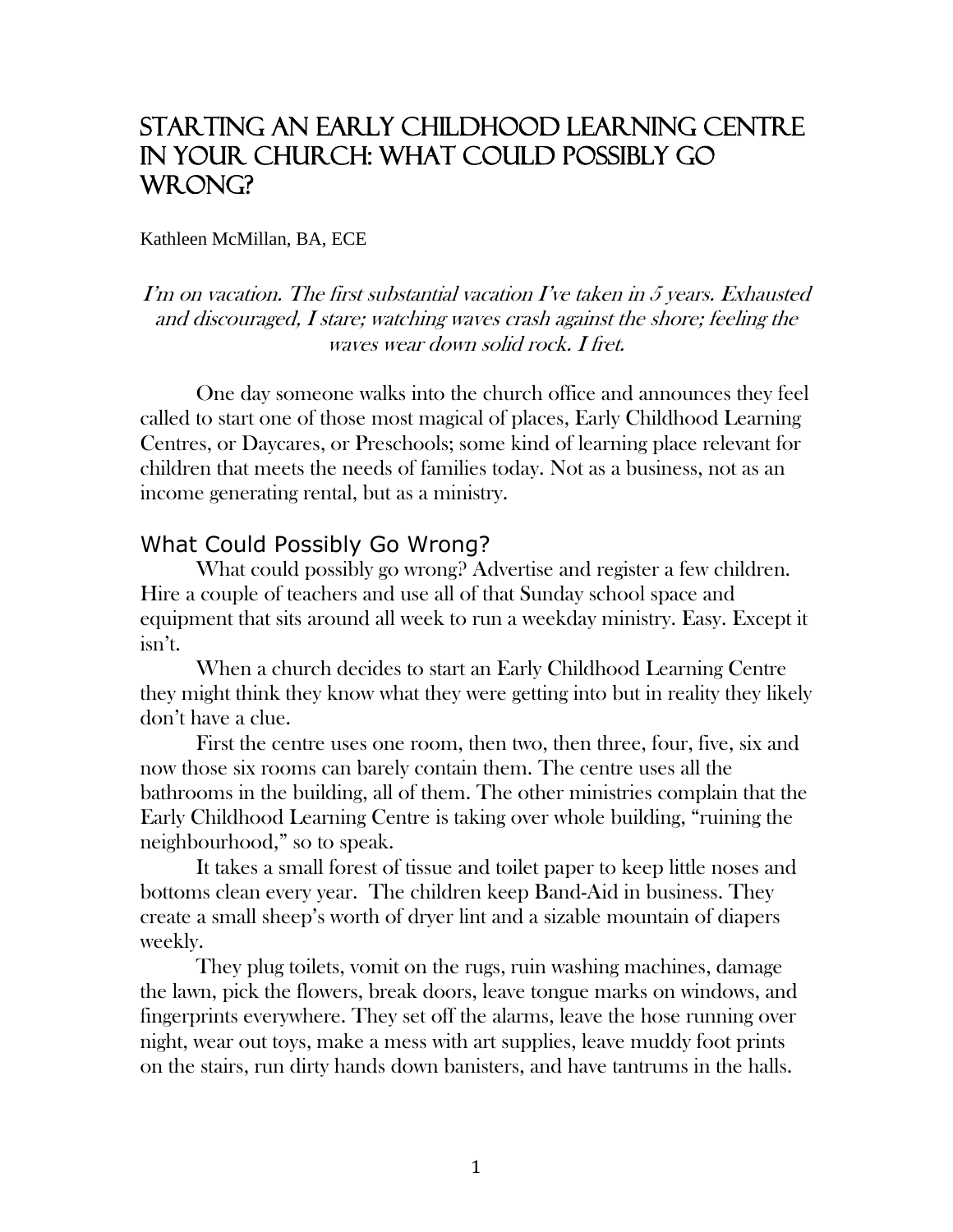# Starting an Early Childhood Learning Centre in Your Church: What Could Possibly Go Wrong?

Kathleen McMillan, BA, ECE

*I'm on vacation. The first substantial vacation I've taken in 5 years. Exhausted and discouraged, I stare; watching waves crash against the shore; feeling the waves wear down solid rock. I fret.*

One day someone walks into the church office and announces they feel called to start one of those most magical of places, Early Childhood Learning Centres, or Daycares, or Preschools; some kind of learning place relevant for children that meets the needs of families today. Not as a business, not as an income generating rental, but as a ministry.

## What Could Possibly Go Wrong?

What could possibly go wrong? Advertise and register a few children. Hire a couple of teachers and use all of that Sunday school space and equipment that sits around all week to run a weekday ministry. Easy. Except it isn't.

When a church decides to start an Early Childhood Learning Centre they might think they know what they were getting into but in reality they likely don't have a clue.

First the centre uses one room, then two, then three, four, five, six and now those six rooms can barely contain them. The centre uses all the bathrooms in the building, all of them. The other ministries complain that the Early Childhood Learning Centre is taking over whole building, "ruining the neighbourhood," so to speak.

It takes a small forest of tissue and toilet paper to keep little noses and bottoms clean every year. The children keep Band-Aid in business. They create a small sheep's worth of dryer lint and a sizable mountain of diapers weekly.

They plug toilets, vomit on the rugs, ruin washing machines, damage the lawn, pick the flowers, break doors, leave tongue marks on windows, and fingerprints everywhere. They set off the alarms, leave the hose running over night, wear out toys, make a mess with art supplies, leave muddy foot prints on the stairs, run dirty hands down banisters, and have tantrums in the halls.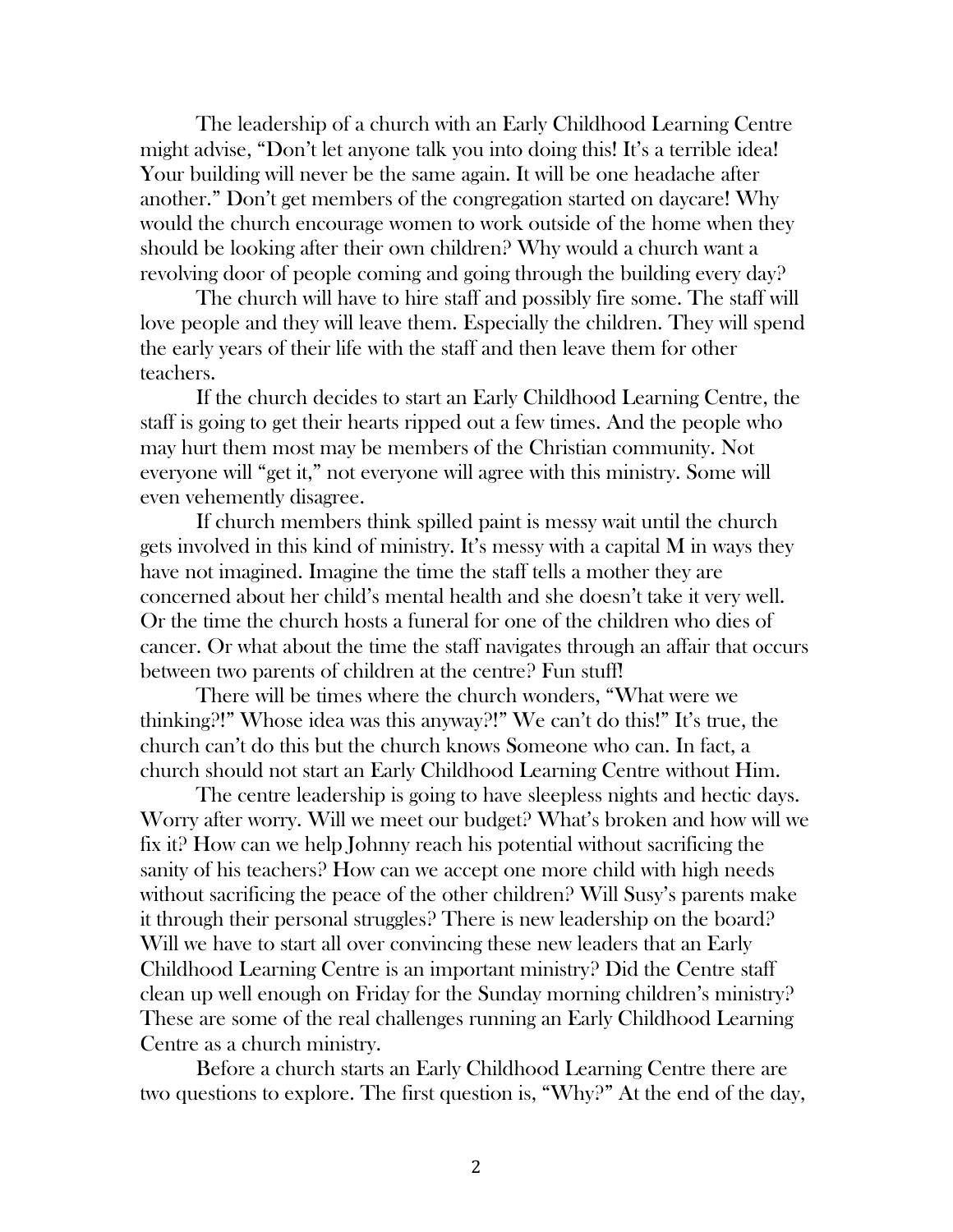The leadership of a church with an Early Childhood Learning Centre might advise, "Don't let anyone talk you into doing this! It's a terrible idea! Your building will never be the same again. It will be one headache after another." Don't get members of the congregation started on daycare! Why would the church encourage women to work outside of the home when they should be looking after their own children? Why would a church want a revolving door of people coming and going through the building every day?

The church will have to hire staff and possibly fire some. The staff will love people and they will leave them. Especially the children. They will spend the early years of their life with the staff and then leave them for other teachers.

If the church decides to start an Early Childhood Learning Centre, the staff is going to get their hearts ripped out a few times. And the people who may hurt them most may be members of the Christian community. Not everyone will "get it," not everyone will agree with this ministry. Some will even vehemently disagree.

If church members think spilled paint is messy wait until the church gets involved in this kind of ministry. It's messy with a capital M in ways they have not imagined. Imagine the time the staff tells a mother they are concerned about her child's mental health and she doesn't take it very well. Or the time the church hosts a funeral for one of the children who dies of cancer. Or what about the time the staff navigates through an affair that occurs between two parents of children at the centre? Fun stuff!

There will be times where the church wonders, "What were we thinking?!" Whose idea was this anyway?!" We can't do this!" It's true, the church can't do this but the church knows Someone who can. In fact, a church should not start an Early Childhood Learning Centre without Him.

The centre leadership is going to have sleepless nights and hectic days. Worry after worry. Will we meet our budget? What's broken and how will we fix it? How can we help Johnny reach his potential without sacrificing the sanity of his teachers? How can we accept one more child with high needs without sacrificing the peace of the other children? Will Susy's parents make it through their personal struggles? There is new leadership on the board? Will we have to start all over convincing these new leaders that an Early Childhood Learning Centre is an important ministry? Did the Centre staff clean up well enough on Friday for the Sunday morning children's ministry? These are some of the real challenges running an Early Childhood Learning Centre as a church ministry.

Before a church starts an Early Childhood Learning Centre there are two questions to explore. The first question is, "Why?" At the end of the day,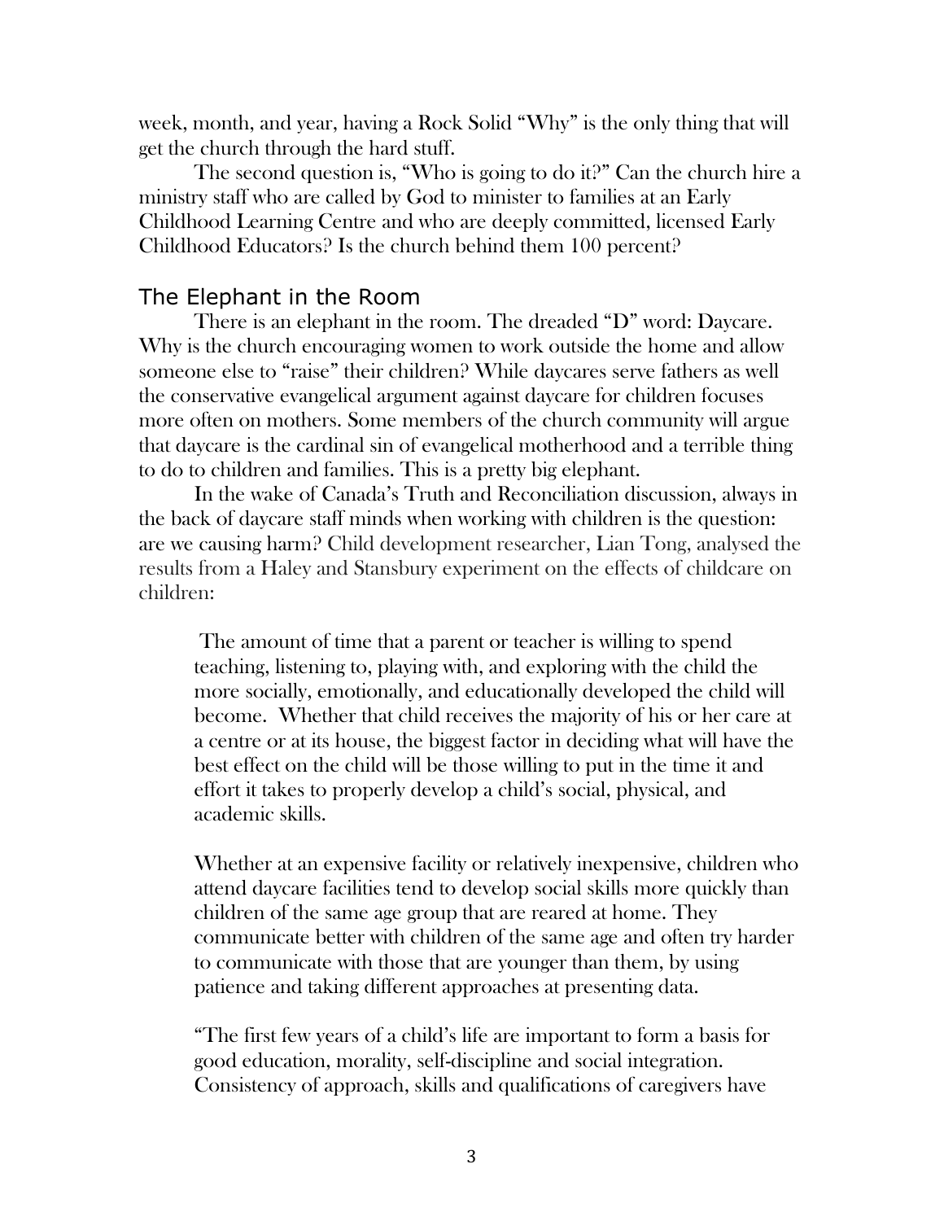week, month, and year, having a Rock Solid "Why" is the only thing that will get the church through the hard stuff.

The second question is, "Who is going to do it?" Can the church hire a ministry staff who are called by God to minister to families at an Early Childhood Learning Centre and who are deeply committed, licensed Early Childhood Educators? Is the church behind them 100 percent?

## The Elephant in the Room

There is an elephant in the room. The dreaded "D" word: Daycare. Why is the church encouraging women to work outside the home and allow someone else to "raise" their children? While daycares serve fathers as well the conservative evangelical argument against daycare for children focuses more often on mothers. Some members of the church community will argue that daycare is the cardinal sin of evangelical motherhood and a terrible thing to do to children and families. This is a pretty big elephant.

In the wake of Canada's Truth and Reconciliation discussion, always in the back of daycare staff minds when working with children is the question: are we causing harm? Child development researcher, Lian Tong, analysed the results from a Haley and Stansbury experiment on the effects of childcare on children:

> The amount of time that a parent or teacher is willing to spend teaching, listening to, playing with, and exploring with the child the more socially, emotionally, and educationally developed the child will become. Whether that child receives the majority of his or her care at a centre or at its house, the biggest factor in deciding what will have the best effect on the child will be those willing to put in the time it and effort it takes to properly develop a child's social, physical, and academic skills.
>
> Whether at an expensive facility or relatively inexpensive, children who attend daycare facilities tend to develop social skills more quickly than children of the same age group that are reared at home. They communicate better with children of the same age and often try harder to communicate with those that are younger than them, by using patience and taking different approaches at presenting data.
>
> "The first few years of a child's life are important to form a basis for good education, morality, self-discipline and social integration. Consistency of approach, skills and qualifications of caregivers have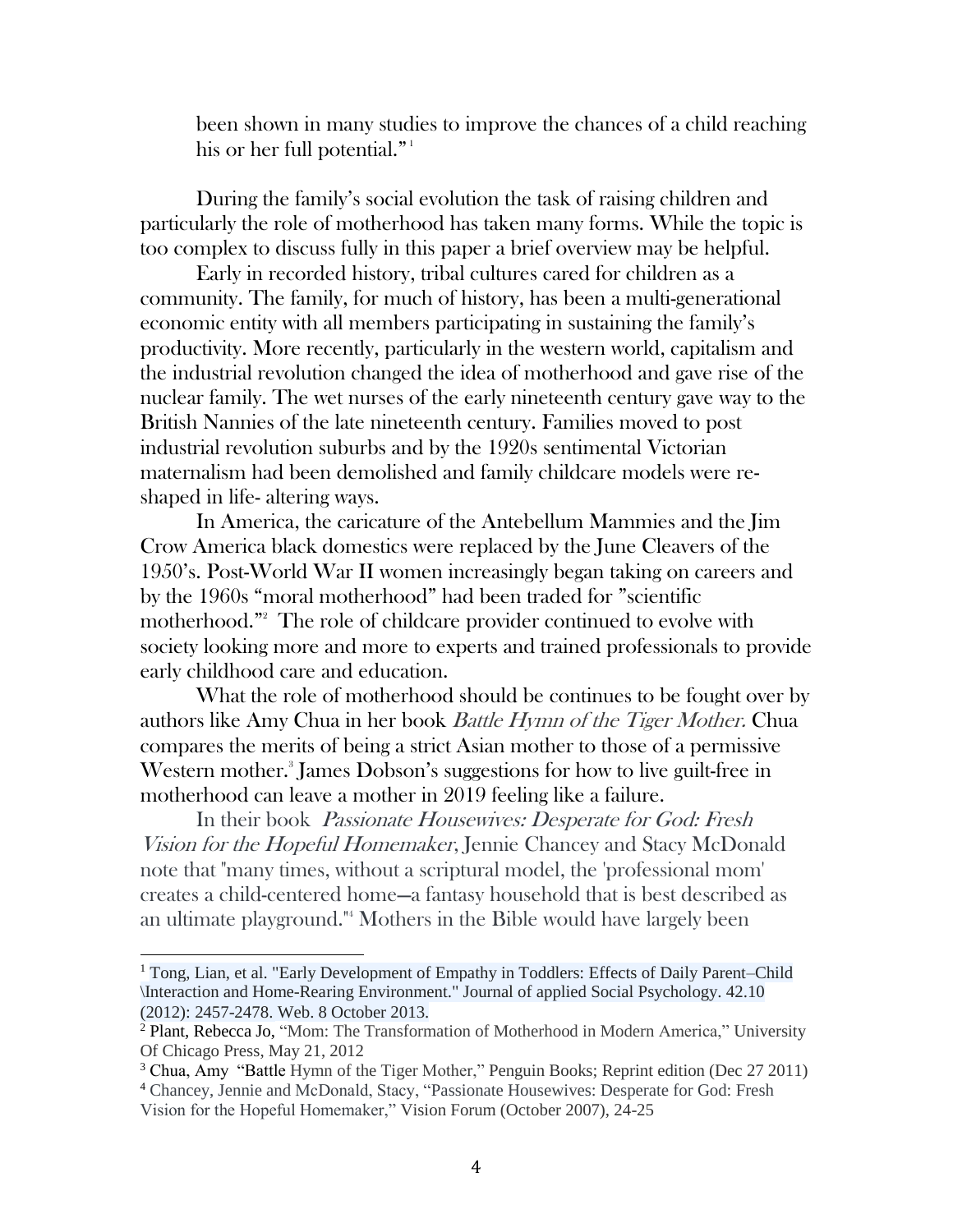been shown in many studies to improve the chances of a child reaching his or her full potential."[1]

During the family's social evolution the task of raising children and particularly the role of motherhood has taken many forms. While the topic is too complex to discuss fully in this paper a brief overview may be helpful.

Early in recorded history, tribal cultures cared for children as a community. The family, for much of history, has been a multi-generational economic entity with all members participating in sustaining the family's productivity. More recently, particularly in the western world, capitalism and the industrial revolution changed the idea of motherhood and gave rise of the nuclear family. The wet nurses of the early nineteenth century gave way to the British Nannies of the late nineteenth century. Families moved to post industrial revolution suburbs and by the 1920s sentimental Victorian maternalism had been demolished and family childcare models were re-shaped in life- altering ways.

In America, the caricature of the Antebellum Mammies and the Jim Crow America black domestics were replaced by the June Cleavers of the 1950's. Post-World War II women increasingly began taking on careers and by the 1960s "moral motherhood" had been traded for "scientific motherhood."[2] The role of childcare provider continued to evolve with society looking more and more to experts and trained professionals to provide early childhood care and education.

What the role of motherhood should be continues to be fought over by authors like Amy Chua in her book *Battle Hymn of the Tiger Mother.* Chua compares the merits of being a strict Asian mother to those of a permissive Western mother.[3] James Dobson's suggestions for how to live guilt-free in motherhood can leave a mother in 2019 feeling like a failure.

In their book *Passionate Housewives: Desperate for God: Fresh Vision for the Hopeful Homemaker*, Jennie Chancey and Stacy McDonald note that "many times, without a scriptural model, the 'professional mom' creates a child-centered home—a fantasy household that is best described as an ultimate playground."[4] Mothers in the Bible would have largely been

---

[1] Tong, Lian, et al. "Early Development of Empathy in Toddlers: Effects of Daily Parent–Child \Interaction and Home-Rearing Environment." Journal of applied Social Psychology. 42.10 (2012): 2457-2478. Web. 8 October 2013.

[2] Plant, Rebecca Jo, "Mom: The Transformation of Motherhood in Modern America," University Of Chicago Press, May 21, 2012

[3] Chua, Amy "Battle Hymn of the Tiger Mother," Penguin Books; Reprint edition (Dec 27 2011)

[4] Chancey, Jennie and McDonald, Stacy, "Passionate Housewives: Desperate for God: Fresh Vision for the Hopeful Homemaker," Vision Forum (October 2007), 24-25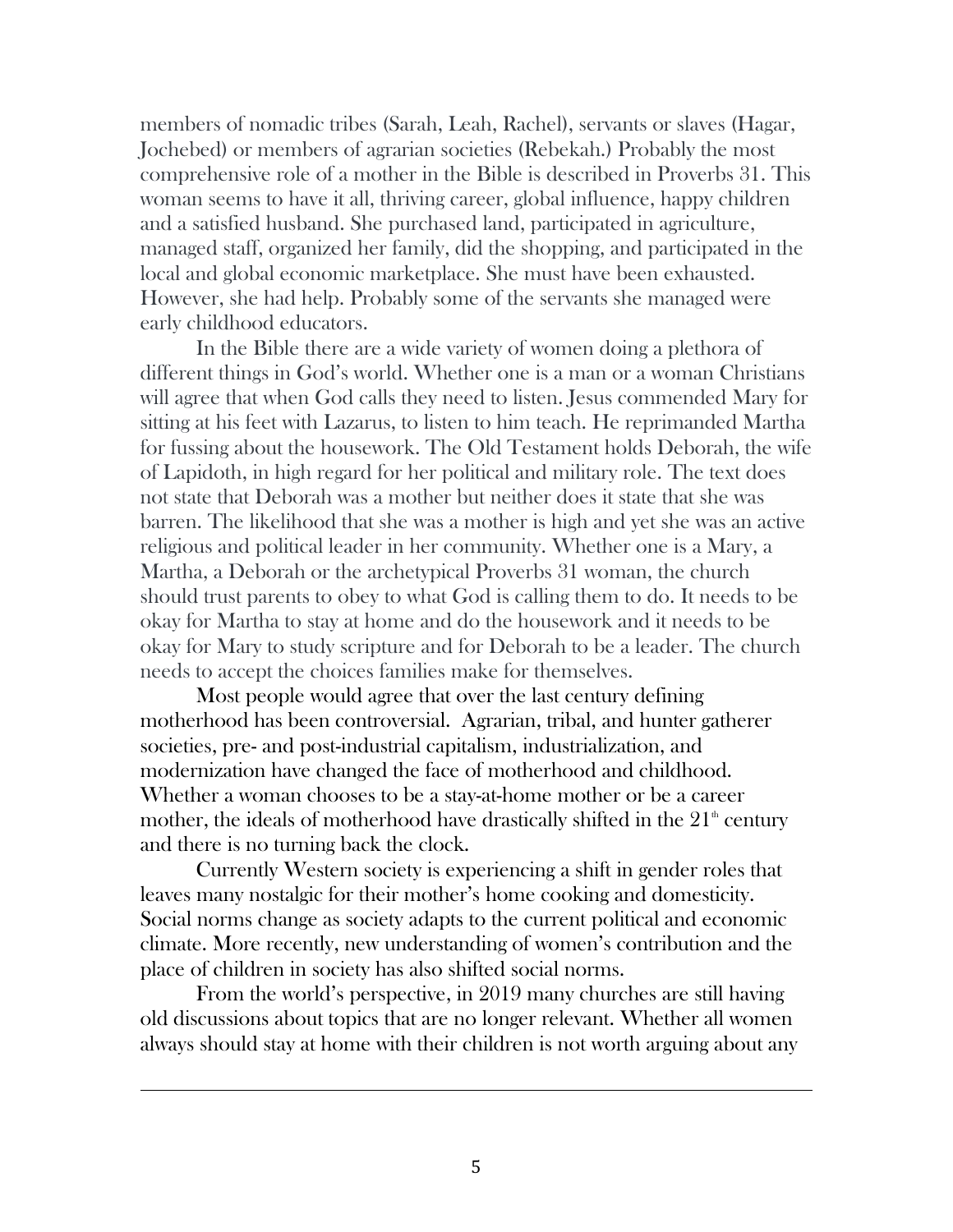members of nomadic tribes (Sarah, Leah, Rachel), servants or slaves (Hagar, Jochebed) or members of agrarian societies (Rebekah.) Probably the most comprehensive role of a mother in the Bible is described in Proverbs 31. This woman seems to have it all, thriving career, global influence, happy children and a satisfied husband. She purchased land, participated in agriculture, managed staff, organized her family, did the shopping, and participated in the local and global economic marketplace. She must have been exhausted. However, she had help. Probably some of the servants she managed were early childhood educators.

In the Bible there are a wide variety of women doing a plethora of different things in God's world. Whether one is a man or a woman Christians will agree that when God calls they need to listen. Jesus commended Mary for sitting at his feet with Lazarus, to listen to him teach. He reprimanded Martha for fussing about the housework. The Old Testament holds Deborah, the wife of Lapidoth, in high regard for her political and military role. The text does not state that Deborah was a mother but neither does it state that she was barren. The likelihood that she was a mother is high and yet she was an active religious and political leader in her community. Whether one is a Mary, a Martha, a Deborah or the archetypical Proverbs 31 woman, the church should trust parents to obey to what God is calling them to do. It needs to be okay for Martha to stay at home and do the housework and it needs to be okay for Mary to study scripture and for Deborah to be a leader. The church needs to accept the choices families make for themselves.

Most people would agree that over the last century defining motherhood has been controversial. Agrarian, tribal, and hunter gatherer societies, pre- and post-industrial capitalism, industrialization, and modernization have changed the face of motherhood and childhood. Whether a woman chooses to be a stay-at-home mother or be a career mother, the ideals of motherhood have drastically shifted in the 21st century and there is no turning back the clock.

Currently Western society is experiencing a shift in gender roles that leaves many nostalgic for their mother's home cooking and domesticity. Social norms change as society adapts to the current political and economic climate. More recently, new understanding of women's contribution and the place of children in society has also shifted social norms.

From the world's perspective, in 2019 many churches are still having old discussions about topics that are no longer relevant. Whether all women always should stay at home with their children is not worth arguing about any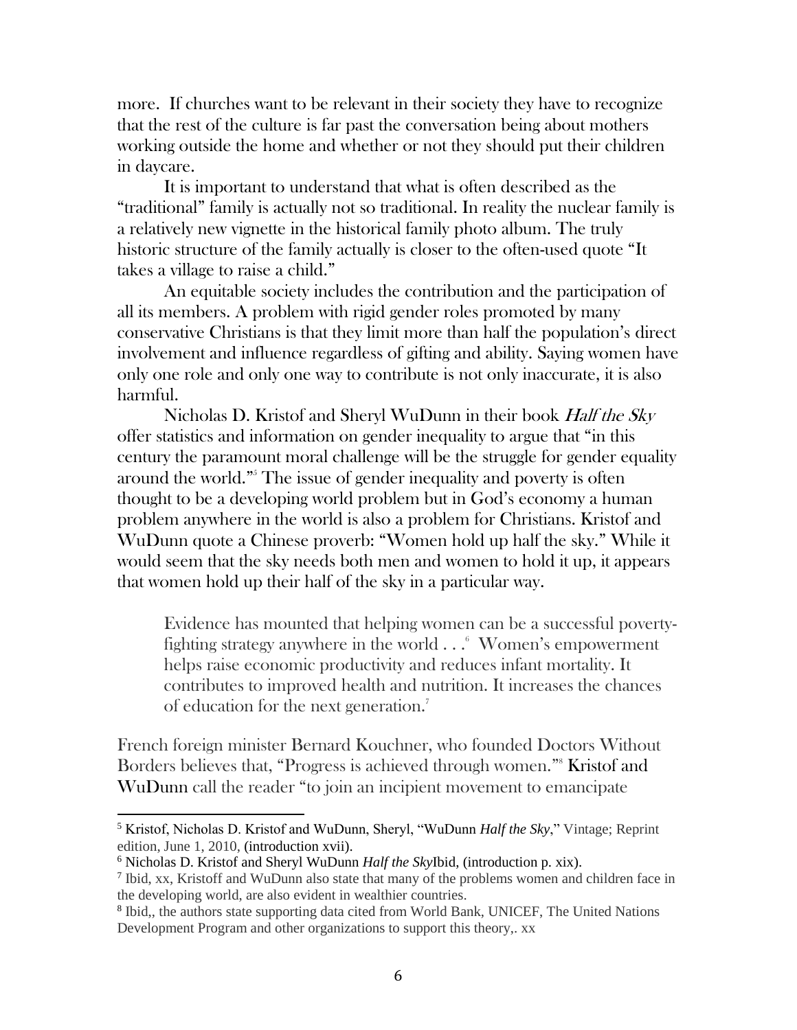more. If churches want to be relevant in their society they have to recognize that the rest of the culture is far past the conversation being about mothers working outside the home and whether or not they should put their children in daycare.

It is important to understand that what is often described as the "traditional" family is actually not so traditional. In reality the nuclear family is a relatively new vignette in the historical family photo album. The truly historic structure of the family actually is closer to the often-used quote "It takes a village to raise a child."

An equitable society includes the contribution and the participation of all its members. A problem with rigid gender roles promoted by many conservative Christians is that they limit more than half the population's direct involvement and influence regardless of gifting and ability. Saying women have only one role and only one way to contribute is not only inaccurate, it is also harmful.

Nicholas D. Kristof and Sheryl WuDunn in their book *Half the Sky* offer statistics and information on gender inequality to argue that "in this century the paramount moral challenge will be the struggle for gender equality around the world."[5] The issue of gender inequality and poverty is often thought to be a developing world problem but in God's economy a human problem anywhere in the world is also a problem for Christians. Kristof and WuDunn quote a Chinese proverb: "Women hold up half the sky." While it would seem that the sky needs both men and women to hold it up, it appears that women hold up their half of the sky in a particular way.

> Evidence has mounted that helping women can be a successful poverty-fighting strategy anywhere in the world . . .[6] Women's empowerment helps raise economic productivity and reduces infant mortality. It contributes to improved health and nutrition. It increases the chances of education for the next generation.[7]

French foreign minister Bernard Kouchner, who founded Doctors Without Borders believes that, "Progress is achieved through women."[8] **Kristof and WuDunn** call the reader "to join an incipient movement to emancipate

---

[5] Kristof, Nicholas D. Kristof and WuDunn, Sheryl, "WuDunn *Half the Sky*," Vintage; Reprint edition, June 1, 2010, (introduction xvii).

[6] Nicholas D. Kristof and Sheryl WuDunn *Half the Sky*Ibid, (introduction p. xix).

[7] Ibid, xx, Kristoff and WuDunn also state that many of the problems women and children face in the developing world, are also evident in wealthier countries.

[8] Ibid,, the authors state supporting data cited from World Bank, UNICEF, The United Nations Development Program and other organizations to support this theory,. xx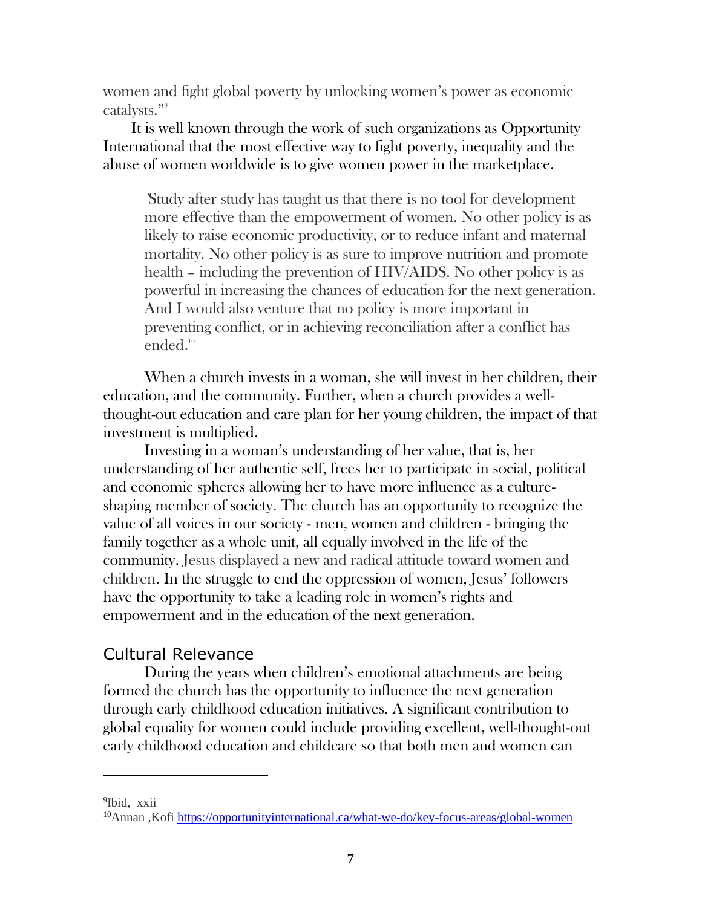women and fight global poverty by unlocking women's power as economic catalysts."[9]

It is well known through the work of such organizations as Opportunity International that the most effective way to fight poverty, inequality and the abuse of women worldwide is to give women power in the marketplace.

> "Study after study has taught us that there is no tool for development more effective than the empowerment of women. No other policy is as likely to raise economic productivity, or to reduce infant and maternal mortality. No other policy is as sure to improve nutrition and promote health – including the prevention of HIV/AIDS. No other policy is as powerful in increasing the chances of education for the next generation. And I would also venture that no policy is more important in preventing conflict, or in achieving reconciliation after a conflict has ended.[10]

When a church invests in a woman, she will invest in her children, their education, and the community. Further, when a church provides a well-thought-out education and care plan for her young children, the impact of that investment is multiplied.

Investing in a woman's understanding of her value, that is, her understanding of her authentic self, frees her to participate in social, political and economic spheres allowing her to have more influence as a culture-shaping member of society. The church has an opportunity to recognize the value of all voices in our society - men, women and children - bringing the family together as a whole unit, all equally involved in the life of the community. Jesus displayed a new and radical attitude toward women and children. In the struggle to end the oppression of women, Jesus' followers have the opportunity to take a leading role in women's rights and empowerment and in the education of the next generation.

## Cultural Relevance

During the years when children's emotional attachments are being formed the church has the opportunity to influence the next generation through early childhood education initiatives. A significant contribution to global equality for women could include providing excellent, well-thought-out early childhood education and childcare so that both men and women can

---

[9]Ibid, xxii

[10]Annan ,Kofi https://opportunityinternational.ca/what-we-do/key-focus-areas/global-women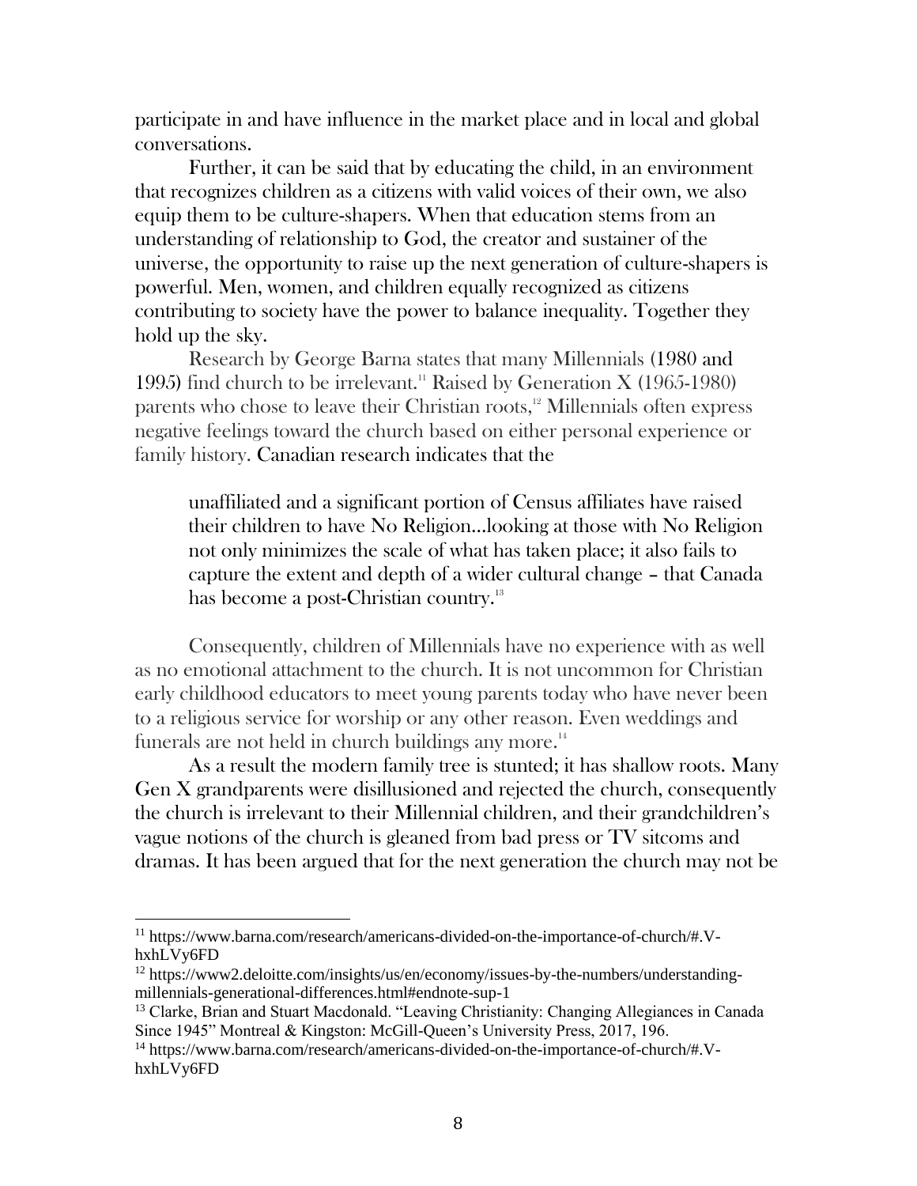participate in and have influence in the market place and in local and global conversations.

Further, it can be said that by educating the child, in an environment that recognizes children as a citizens with valid voices of their own, we also equip them to be culture-shapers. When that education stems from an understanding of relationship to God, the creator and sustainer of the universe, the opportunity to raise up the next generation of culture-shapers is powerful. Men, women, and children equally recognized as citizens contributing to society have the power to balance inequality. Together they hold up the sky.

Research by George Barna states that many Millennials (1980 and 1995) find church to be irrelevant.[11] Raised by Generation X (1965-1980) parents who chose to leave their Christian roots,[12] Millennials often express negative feelings toward the church based on either personal experience or family history. Canadian research indicates that the

> unaffiliated and a significant portion of Census affiliates have raised their children to have No Religion…looking at those with No Religion not only minimizes the scale of what has taken place; it also fails to capture the extent and depth of a wider cultural change – that Canada has become a post-Christian country.[13]

Consequently, children of Millennials have no experience with as well as no emotional attachment to the church. It is not uncommon for Christian early childhood educators to meet young parents today who have never been to a religious service for worship or any other reason. Even weddings and funerals are not held in church buildings any more.[14]

As a result the modern family tree is stunted; it has shallow roots. Many Gen X grandparents were disillusioned and rejected the church, consequently the church is irrelevant to their Millennial children, and their grandchildren's vague notions of the church is gleaned from bad press or TV sitcoms and dramas. It has been argued that for the next generation the church may not be

---

[11] https://www.barna.com/research/americans-divided-on-the-importance-of-church/#.V-hxhLVy6FD

[12] https://www2.deloitte.com/insights/us/en/economy/issues-by-the-numbers/understanding-millennials-generational-differences.html#endnote-sup-1

[13] Clarke, Brian and Stuart Macdonald. "Leaving Christianity: Changing Allegiances in Canada Since 1945" Montreal & Kingston: McGill-Queen's University Press, 2017, 196.

[14] https://www.barna.com/research/americans-divided-on-the-importance-of-church/#.V-hxhLVy6FD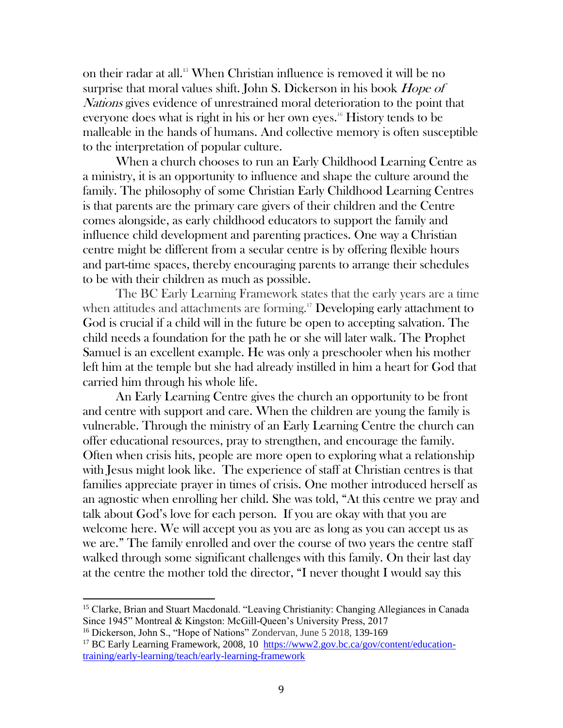on their radar at all.[15] When Christian influence is removed it will be no surprise that moral values shift. John S. Dickerson in his book *Hope of Nations* gives evidence of unrestrained moral deterioration to the point that everyone does what is right in his or her own eyes.[16] History tends to be malleable in the hands of humans. And collective memory is often susceptible to the interpretation of popular culture.

When a church chooses to run an Early Childhood Learning Centre as a ministry, it is an opportunity to influence and shape the culture around the family. The philosophy of some Christian Early Childhood Learning Centres is that parents are the primary care givers of their children and the Centre comes alongside, as early childhood educators to support the family and influence child development and parenting practices. One way a Christian centre might be different from a secular centre is by offering flexible hours and part-time spaces, thereby encouraging parents to arrange their schedules to be with their children as much as possible.

The BC Early Learning Framework states that the early years are a time when attitudes and attachments are forming.[17] Developing early attachment to God is crucial if a child will in the future be open to accepting salvation. The child needs a foundation for the path he or she will later walk. The Prophet Samuel is an excellent example. He was only a preschooler when his mother left him at the temple but she had already instilled in him a heart for God that carried him through his whole life.

An Early Learning Centre gives the church an opportunity to be front and centre with support and care. When the children are young the family is vulnerable. Through the ministry of an Early Learning Centre the church can offer educational resources, pray to strengthen, and encourage the family. Often when crisis hits, people are more open to exploring what a relationship with Jesus might look like. The experience of staff at Christian centres is that families appreciate prayer in times of crisis. One mother introduced herself as an agnostic when enrolling her child. She was told, "At this centre we pray and talk about God's love for each person. If you are okay with that you are welcome here. We will accept you as you are as long as you can accept us as we are." The family enrolled and over the course of two years the centre staff walked through some significant challenges with this family. On their last day at the centre the mother told the director, "I never thought I would say this

---

[15] Clarke, Brian and Stuart Macdonald. "Leaving Christianity: Changing Allegiances in Canada Since 1945" Montreal & Kingston: McGill-Queen's University Press, 2017

[16] Dickerson, John S., "Hope of Nations" Zondervan, June 5 2018, 139-169

[17] BC Early Learning Framework, 2008, 10 https://www2.gov.bc.ca/gov/content/education-training/early-learning/teach/early-learning-framework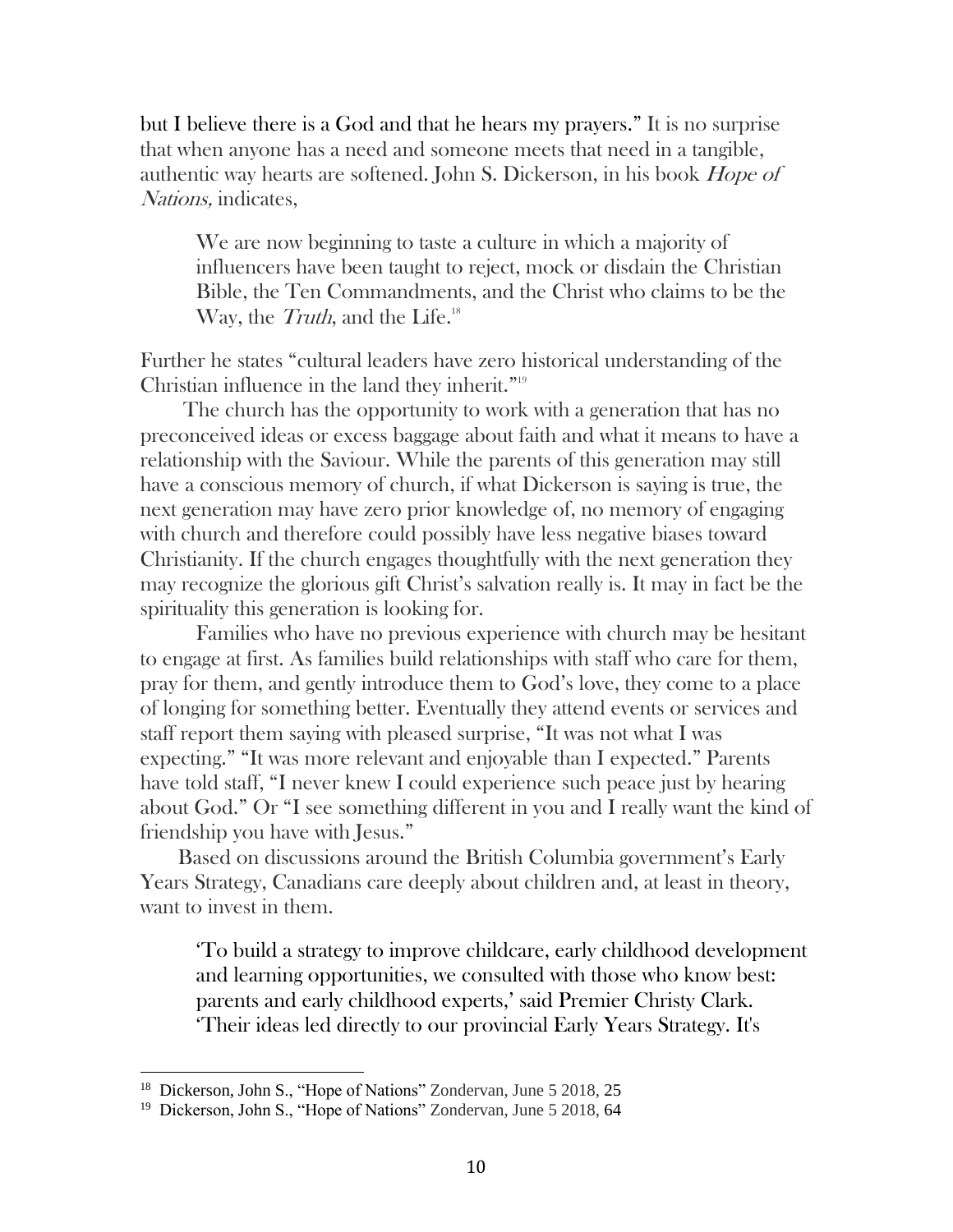but I believe there is a God and that he hears my prayers." It is no surprise that when anyone has a need and someone meets that need in a tangible, authentic way hearts are softened. John S. Dickerson, in his book *Hope of Nations,* indicates,

> We are now beginning to taste a culture in which a majority of influencers have been taught to reject, mock or disdain the Christian Bible, the Ten Commandments, and the Christ who claims to be the Way, the *Truth*, and the Life.[18]

Further he states "cultural leaders have zero historical understanding of the Christian influence in the land they inherit."[19]

The church has the opportunity to work with a generation that has no preconceived ideas or excess baggage about faith and what it means to have a relationship with the Saviour. While the parents of this generation may still have a conscious memory of church, if what Dickerson is saying is true, the next generation may have zero prior knowledge of, no memory of engaging with church and therefore could possibly have less negative biases toward Christianity. If the church engages thoughtfully with the next generation they may recognize the glorious gift Christ's salvation really is. It may in fact be the spirituality this generation is looking for.

Families who have no previous experience with church may be hesitant to engage at first. As families build relationships with staff who care for them, pray for them, and gently introduce them to God's love, they come to a place of longing for something better. Eventually they attend events or services and staff report them saying with pleased surprise, "It was not what I was expecting." "It was more relevant and enjoyable than I expected." Parents have told staff, "I never knew I could experience such peace just by hearing about God." Or "I see something different in you and I really want the kind of friendship you have with Jesus."

Based on discussions around the British Columbia government's Early Years Strategy, Canadians care deeply about children and, at least in theory, want to invest in them.

> 'To build a strategy to improve childcare, early childhood development and learning opportunities, we consulted with those who know best: parents and early childhood experts,' said Premier Christy Clark. 'Their ideas led directly to our provincial Early Years Strategy. It's

---

[18] Dickerson, John S., "Hope of Nations" Zondervan, June 5 2018, 25

[19] Dickerson, John S., "Hope of Nations" Zondervan, June 5 2018, 64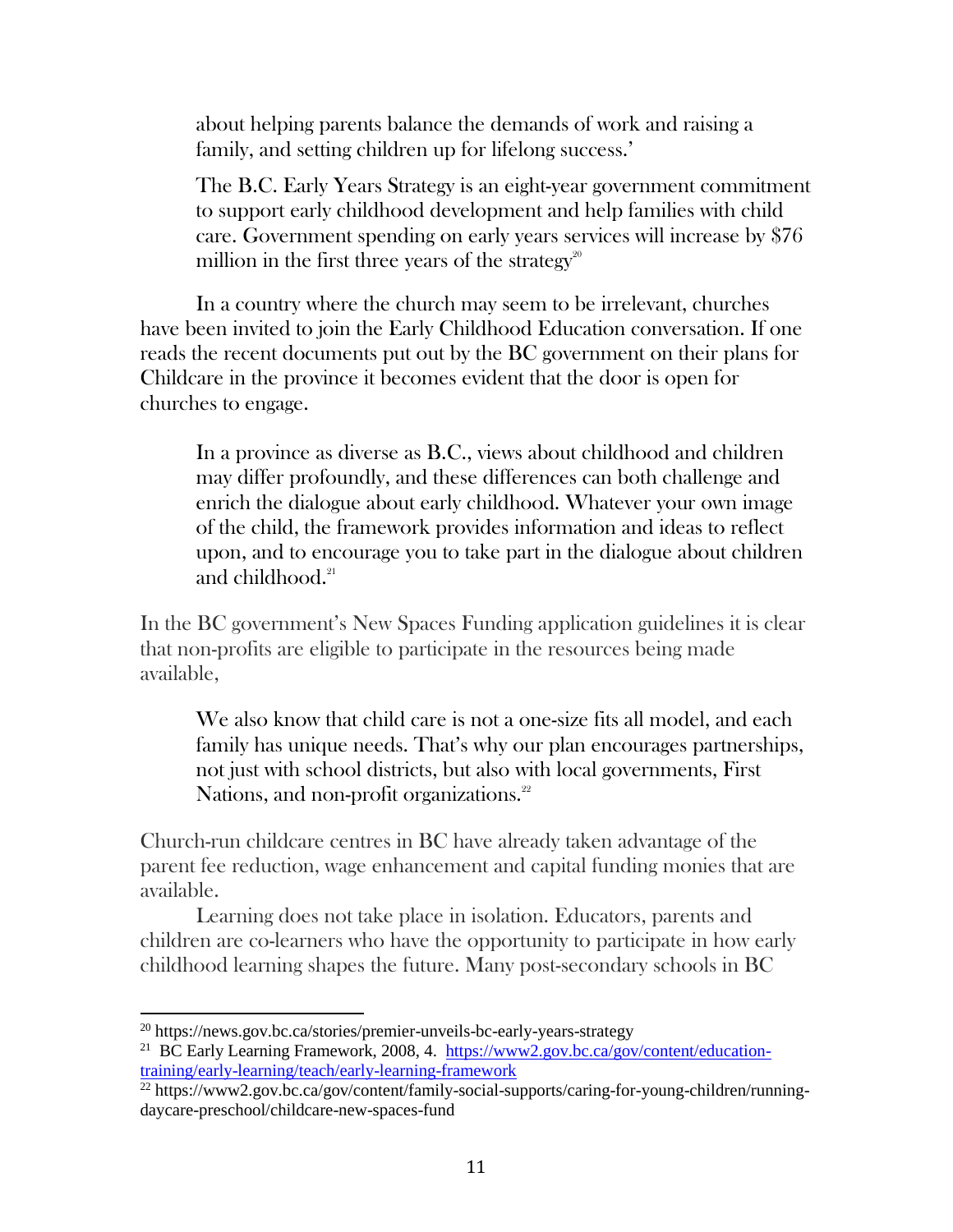> about helping parents balance the demands of work and raising a family, and setting children up for lifelong success.'
>
> The B.C. Early Years Strategy is an eight-year government commitment to support early childhood development and help families with child care. Government spending on early years services will increase by $76 million in the first three years of the strategy[20]

In a country where the church may seem to be irrelevant, churches have been invited to join the Early Childhood Education conversation. If one reads the recent documents put out by the BC government on their plans for Childcare in the province it becomes evident that the door is open for churches to engage.

> In a province as diverse as B.C., views about childhood and children may differ profoundly, and these differences can both challenge and enrich the dialogue about early childhood. Whatever your own image of the child, the framework provides information and ideas to reflect upon, and to encourage you to take part in the dialogue about children and childhood.[21]

In the BC government's New Spaces Funding application guidelines it is clear that non-profits are eligible to participate in the resources being made available,

> We also know that child care is not a one-size fits all model, and each family has unique needs. That's why our plan encourages partnerships, not just with school districts, but also with local governments, First Nations, and non-profit organizations.[22]

Church-run childcare centres in BC have already taken advantage of the parent fee reduction, wage enhancement and capital funding monies that are available.

Learning does not take place in isolation. Educators, parents and children are co-learners who have the opportunity to participate in how early childhood learning shapes the future. Many post-secondary schools in BC

---

[20] https://news.gov.bc.ca/stories/premier-unveils-bc-early-years-strategy

[21] BC Early Learning Framework, 2008, 4. https://www2.gov.bc.ca/gov/content/education-training/early-learning/teach/early-learning-framework

[22] https://www2.gov.bc.ca/gov/content/family-social-supports/caring-for-young-children/running-daycare-preschool/childcare-new-spaces-fund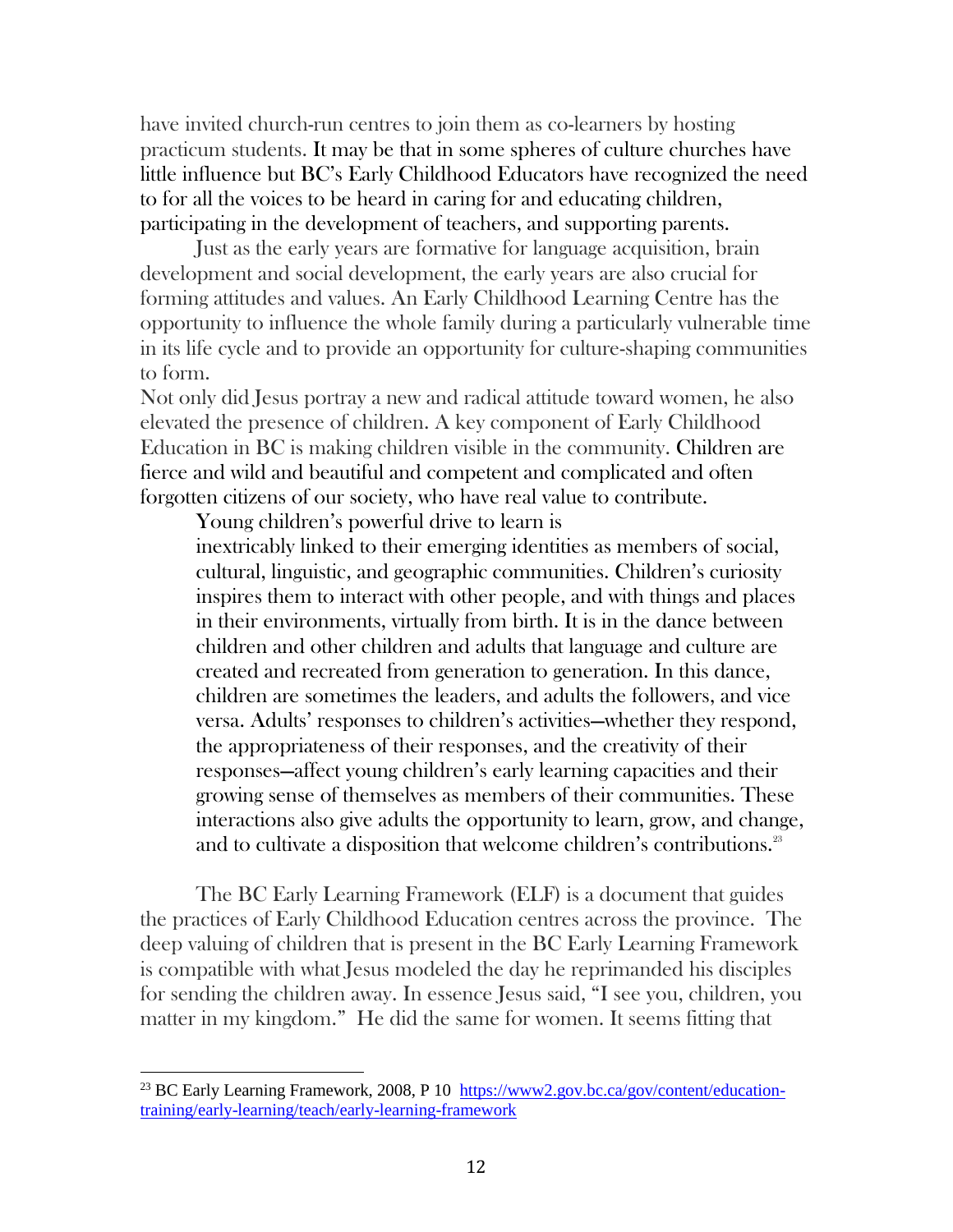have invited church-run centres to join them as co-learners by hosting practicum students. It may be that in some spheres of culture churches have little influence but BC's Early Childhood Educators have recognized the need to for all the voices to be heard in caring for and educating children, participating in the development of teachers, and supporting parents.

Just as the early years are formative for language acquisition, brain development and social development, the early years are also crucial for forming attitudes and values. An Early Childhood Learning Centre has the opportunity to influence the whole family during a particularly vulnerable time in its life cycle and to provide an opportunity for culture-shaping communities to form.

Not only did Jesus portray a new and radical attitude toward women, he also elevated the presence of children. A key component of Early Childhood Education in BC is making children visible in the community. Children are fierce and wild and beautiful and competent and complicated and often forgotten citizens of our society, who have real value to contribute.

> Young children's powerful drive to learn is inextricably linked to their emerging identities as members of social, cultural, linguistic, and geographic communities. Children's curiosity inspires them to interact with other people, and with things and places in their environments, virtually from birth. It is in the dance between children and other children and adults that language and culture are created and recreated from generation to generation. In this dance, children are sometimes the leaders, and adults the followers, and vice versa. Adults' responses to children's activities—whether they respond, the appropriateness of their responses, and the creativity of their responses—affect young children's early learning capacities and their growing sense of themselves as members of their communities. These interactions also give adults the opportunity to learn, grow, and change, and to cultivate a disposition that welcome children's contributions.[23]

The BC Early Learning Framework (ELF) is a document that guides the practices of Early Childhood Education centres across the province. The deep valuing of children that is present in the BC Early Learning Framework is compatible with what Jesus modeled the day he reprimanded his disciples for sending the children away. In essence Jesus said, "I see you, children, you matter in my kingdom." He did the same for women. It seems fitting that

---

[23] BC Early Learning Framework, 2008, P 10 [https://www2.gov.bc.ca/gov/content/education-training/early-learning/teach/early-learning-framework](https://www2.gov.bc.ca/gov/content/education-training/early-learning/teach/early-learning-framework)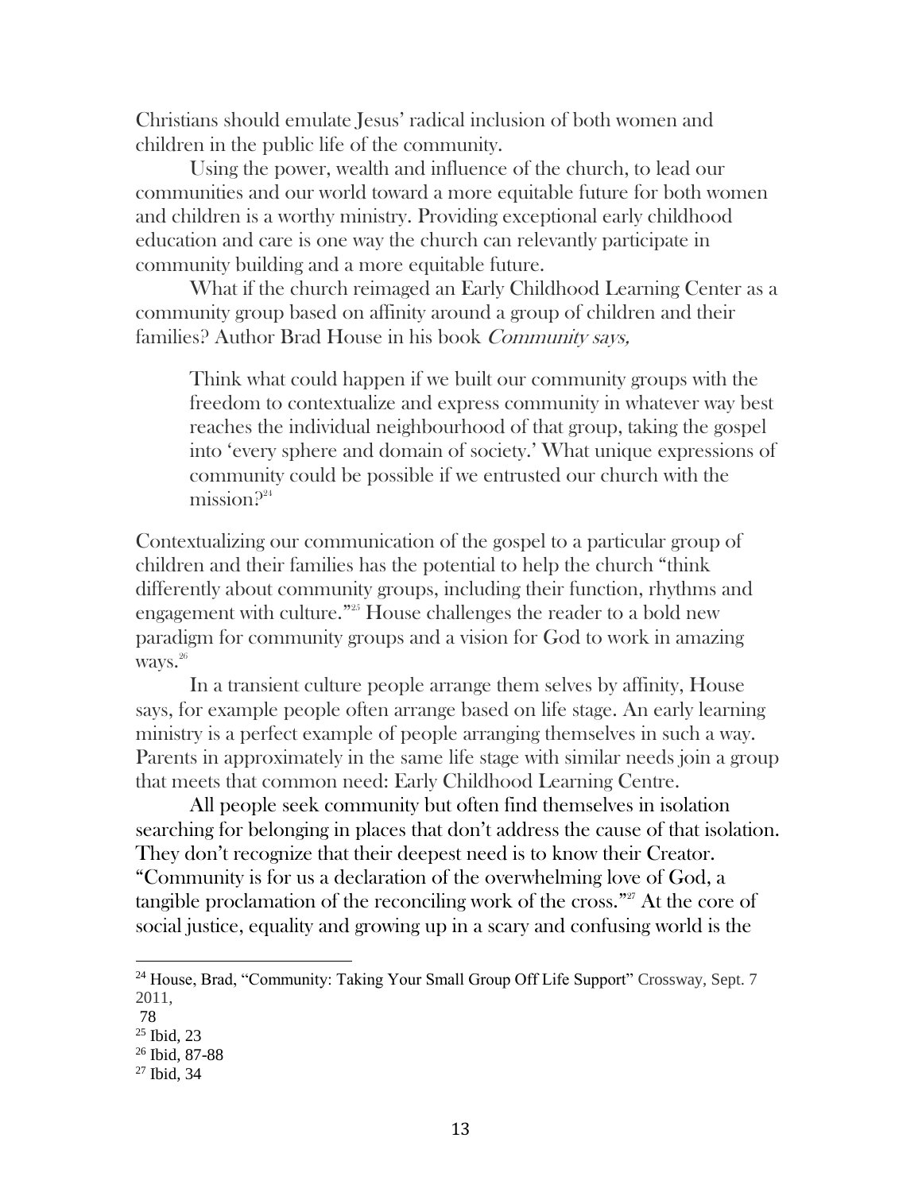Christians should emulate Jesus' radical inclusion of both women and children in the public life of the community.

Using the power, wealth and influence of the church, to lead our communities and our world toward a more equitable future for both women and children is a worthy ministry. Providing exceptional early childhood education and care is one way the church can relevantly participate in community building and a more equitable future.

What if the church reimaged an Early Childhood Learning Center as a community group based on affinity around a group of children and their families? Author Brad House in his book *Community says,*

> Think what could happen if we built our community groups with the freedom to contextualize and express community in whatever way best reaches the individual neighbourhood of that group, taking the gospel into 'every sphere and domain of society.' What unique expressions of community could be possible if we entrusted our church with the mission?[24]

Contextualizing our communication of the gospel to a particular group of children and their families has the potential to help the church "think differently about community groups, including their function, rhythms and engagement with culture."[25] House challenges the reader to a bold new paradigm for community groups and a vision for God to work in amazing ways.[26]

In a transient culture people arrange them selves by affinity, House says, for example people often arrange based on life stage. An early learning ministry is a perfect example of people arranging themselves in such a way. Parents in approximately in the same life stage with similar needs join a group that meets that common need: Early Childhood Learning Centre.

All people seek community but often find themselves in isolation searching for belonging in places that don't address the cause of that isolation. They don't recognize that their deepest need is to know their Creator. "Community is for us a declaration of the overwhelming love of God, a tangible proclamation of the reconciling work of the cross."[27] At the core of social justice, equality and growing up in a scary and confusing world is the

---

[24] House, Brad, "Community: Taking Your Small Group Off Life Support" Crossway, Sept. 7 2011, 78

[25] Ibid, 23

[26] Ibid, 87-88

[27] Ibid, 34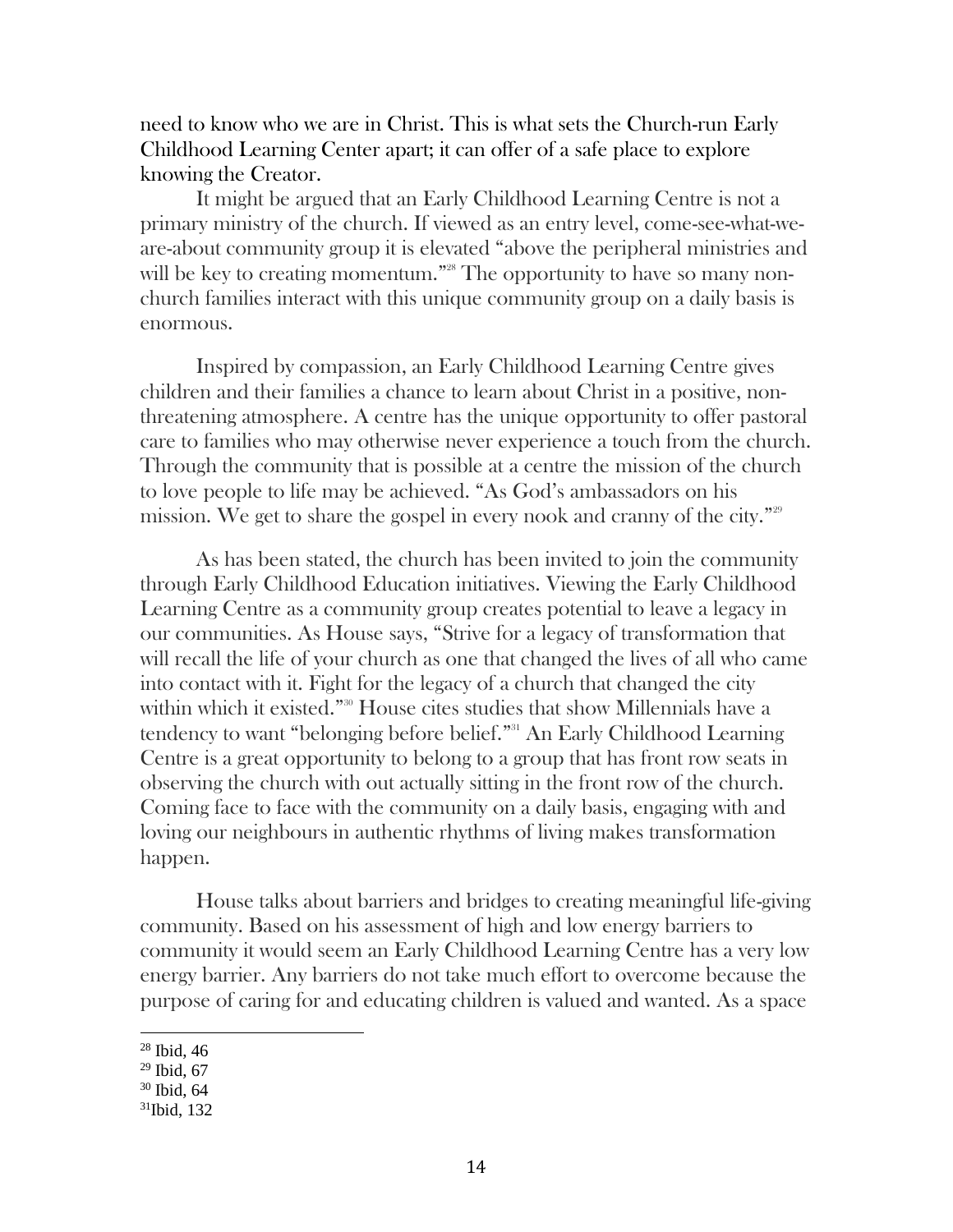need to know who we are in Christ. This is what sets the Church-run Early Childhood Learning Center apart; it can offer of a safe place to explore knowing the Creator.

It might be argued that an Early Childhood Learning Centre is not a primary ministry of the church. If viewed as an entry level, come-see-what-we-are-about community group it is elevated "above the peripheral ministries and will be key to creating momentum."[28] The opportunity to have so many non-church families interact with this unique community group on a daily basis is enormous.

Inspired by compassion, an Early Childhood Learning Centre gives children and their families a chance to learn about Christ in a positive, non-threatening atmosphere. A centre has the unique opportunity to offer pastoral care to families who may otherwise never experience a touch from the church. Through the community that is possible at a centre the mission of the church to love people to life may be achieved. "As God's ambassadors on his mission. We get to share the gospel in every nook and cranny of the city."[29]

As has been stated, the church has been invited to join the community through Early Childhood Education initiatives. Viewing the Early Childhood Learning Centre as a community group creates potential to leave a legacy in our communities. As House says, "Strive for a legacy of transformation that will recall the life of your church as one that changed the lives of all who came into contact with it. Fight for the legacy of a church that changed the city within which it existed."[30] House cites studies that show Millennials have a tendency to want "belonging before belief."[31] An Early Childhood Learning Centre is a great opportunity to belong to a group that has front row seats in observing the church with out actually sitting in the front row of the church. Coming face to face with the community on a daily basis, engaging with and loving our neighbours in authentic rhythms of living makes transformation happen.

House talks about barriers and bridges to creating meaningful life-giving community. Based on his assessment of high and low energy barriers to community it would seem an Early Childhood Learning Centre has a very low energy barrier. Any barriers do not take much effort to overcome because the purpose of caring for and educating children is valued and wanted. As a space

---

[28] Ibid, 46

[29] Ibid, 67

[30] Ibid, 64

[31] Ibid, 132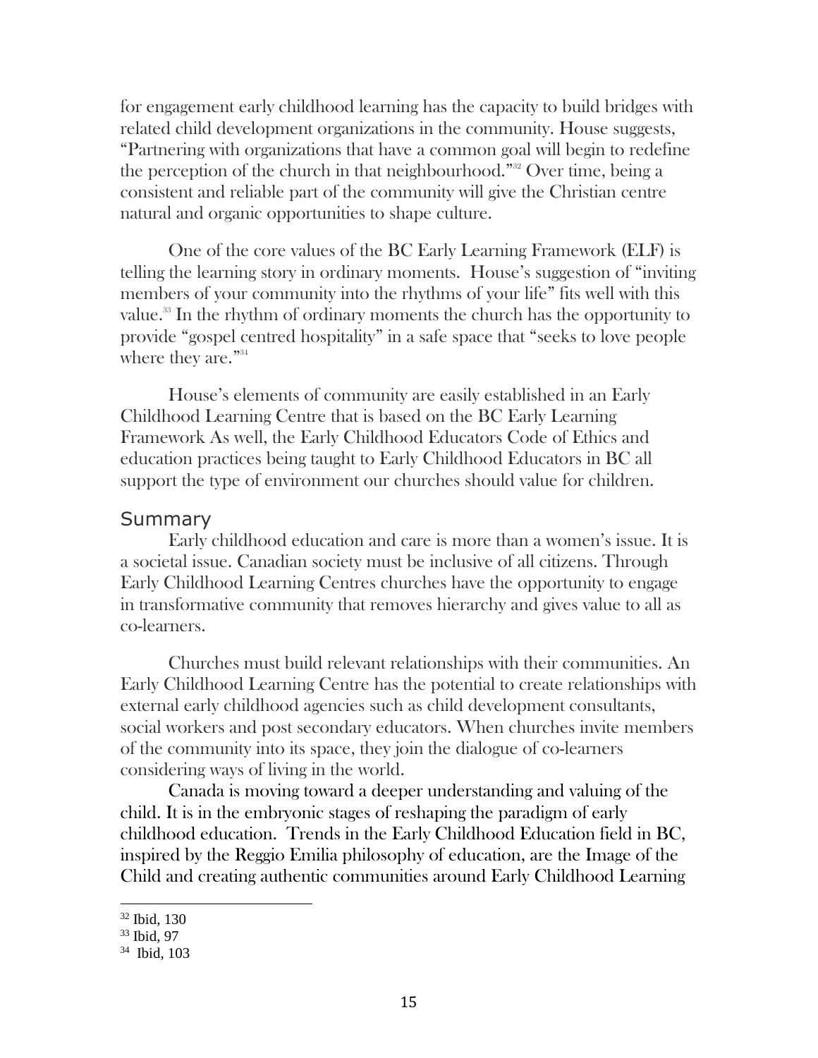for engagement early childhood learning has the capacity to build bridges with related child development organizations in the community. House suggests, "Partnering with organizations that have a common goal will begin to redefine the perception of the church in that neighbourhood."[32] Over time, being a consistent and reliable part of the community will give the Christian centre natural and organic opportunities to shape culture.

One of the core values of the BC Early Learning Framework (ELF) is telling the learning story in ordinary moments. House's suggestion of "inviting members of your community into the rhythms of your life" fits well with this value.[33] In the rhythm of ordinary moments the church has the opportunity to provide "gospel centred hospitality" in a safe space that "seeks to love people where they are."[34]

House's elements of community are easily established in an Early Childhood Learning Centre that is based on the BC Early Learning Framework As well, the Early Childhood Educators Code of Ethics and education practices being taught to Early Childhood Educators in BC all support the type of environment our churches should value for children.

## Summary

Early childhood education and care is more than a women's issue. It is a societal issue. Canadian society must be inclusive of all citizens. Through Early Childhood Learning Centres churches have the opportunity to engage in transformative community that removes hierarchy and gives value to all as co-learners.

Churches must build relevant relationships with their communities. An Early Childhood Learning Centre has the potential to create relationships with external early childhood agencies such as child development consultants, social workers and post secondary educators. When churches invite members of the community into its space, they join the dialogue of co-learners considering ways of living in the world.

Canada is moving toward a deeper understanding and valuing of the child. It is in the embryonic stages of reshaping the paradigm of early childhood education. Trends in the Early Childhood Education field in BC, inspired by the Reggio Emilia philosophy of education, are the Image of the Child and creating authentic communities around Early Childhood Learning

---

[32] Ibid, 130

[33] Ibid, 97

[34] Ibid, 103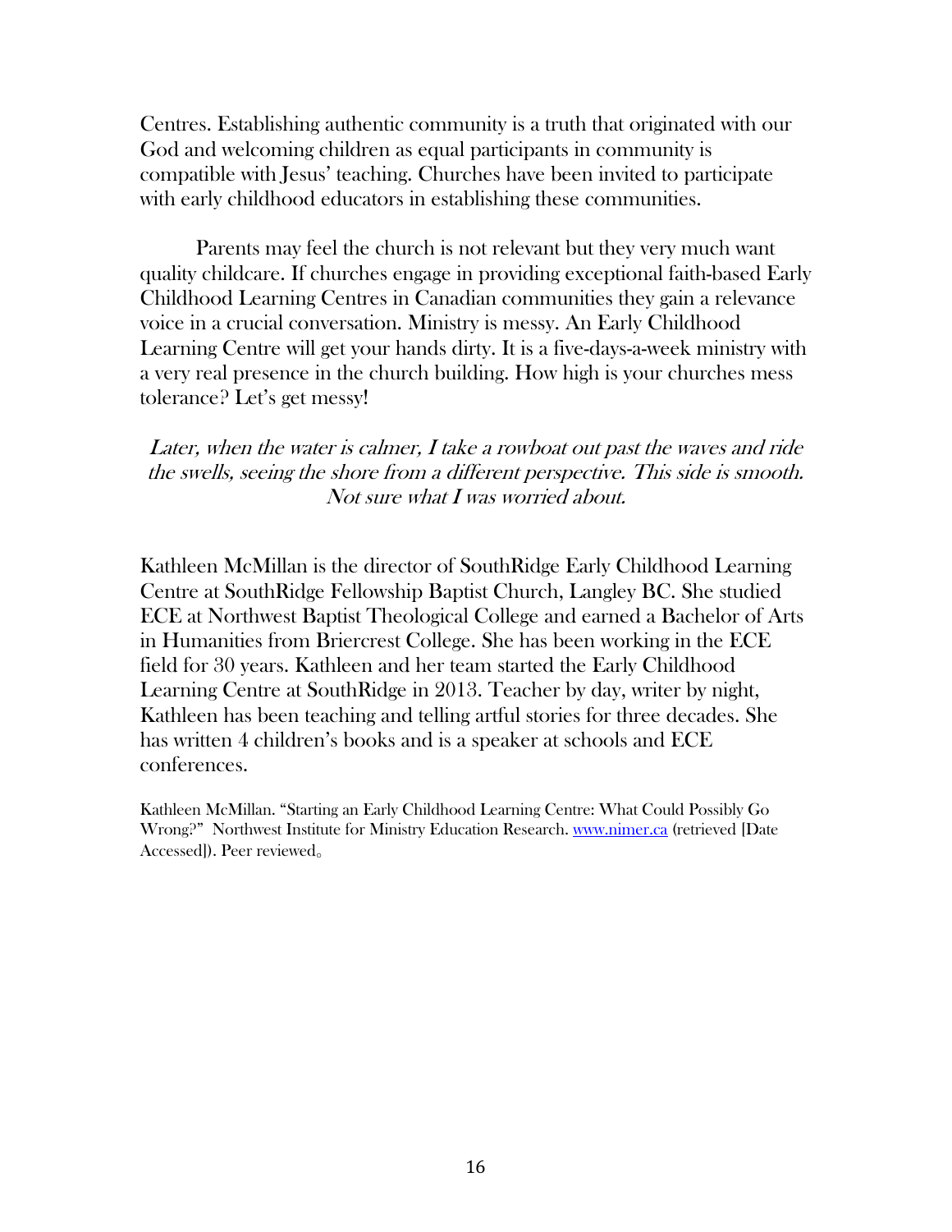Centres. Establishing authentic community is a truth that originated with our God and welcoming children as equal participants in community is compatible with Jesus' teaching. Churches have been invited to participate with early childhood educators in establishing these communities.

Parents may feel the church is not relevant but they very much want quality childcare. If churches engage in providing exceptional faith-based Early Childhood Learning Centres in Canadian communities they gain a relevance voice in a crucial conversation. Ministry is messy. An Early Childhood Learning Centre will get your hands dirty. It is a five-days-a-week ministry with a very real presence in the church building. How high is your churches mess tolerance? Let's get messy!

*Later, when the water is calmer, I take a rowboat out past the waves and ride the swells, seeing the shore from a different perspective. This side is smooth. Not sure what I was worried about.*

Kathleen McMillan is the director of SouthRidge Early Childhood Learning Centre at SouthRidge Fellowship Baptist Church, Langley BC. She studied ECE at Northwest Baptist Theological College and earned a Bachelor of Arts in Humanities from Briercrest College. She has been working in the ECE field for 30 years. Kathleen and her team started the Early Childhood Learning Centre at SouthRidge in 2013. Teacher by day, writer by night, Kathleen has been teaching and telling artful stories for three decades. She has written 4 children's books and is a speaker at schools and ECE conferences.

Kathleen McMillan. "Starting an Early Childhood Learning Centre: What Could Possibly Go Wrong?" Northwest Institute for Ministry Education Research. www.nimer.ca (retrieved [Date Accessed]). Peer reviewed.